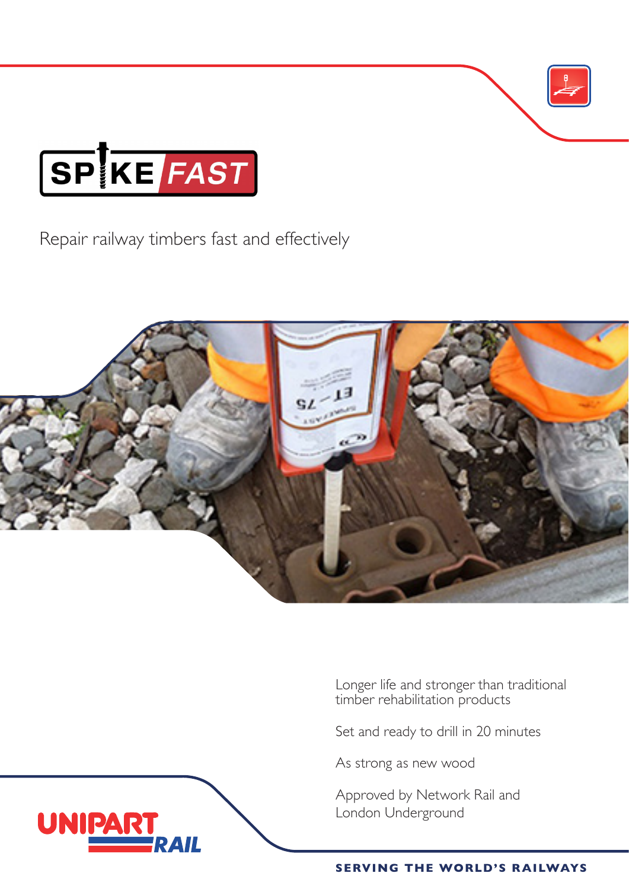# SPIKE FAST

Repair railway timbers fast and effectively

Longer life and stronger than traditional timber rehabilitation products

Set and ready to drill in 20 minutes

As strong as new wood

Approved by Network Rail and London Underground

UNIPART RAIL

**SERVING THE WORLD'S RAILWAYS**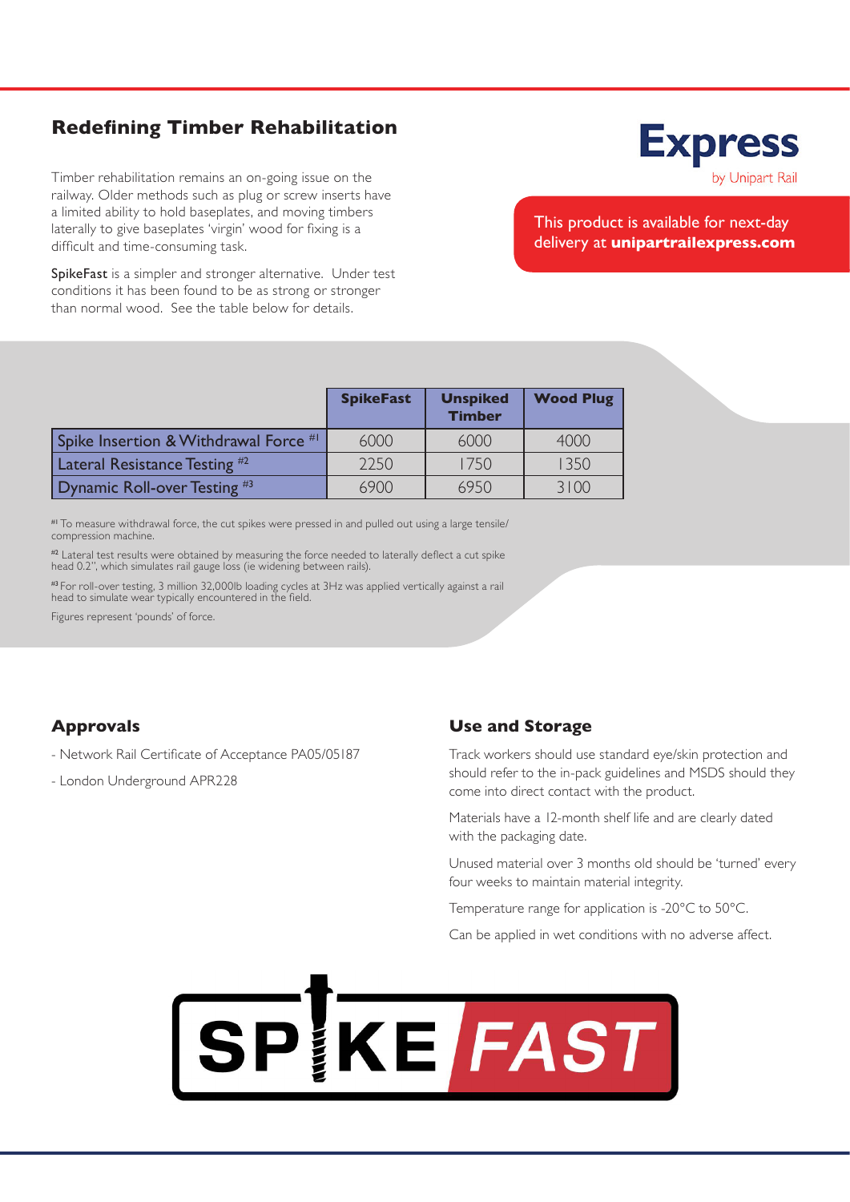## Redefining Timber Rehabilitation

Timber rehabilitation remains an on-going issue on the railway. Older methods such as plug or screw inserts have a limited ability to hold baseplates, and moving timbers laterally to give baseplates 'virgin' wood for fixing is a difficult and time-consuming task.

SpikeFast is a simpler and stronger alternative. Under test conditions it has been found to be as strong or stronger than normal wood. See the table below for details.

**Express** by Unipart Rail

This product is available for next-day delivery at **unipartrailexpress.com**

| | SpikeFast | Unspiked Timber | Wood Plug |
|---|---|---|---|
| Spike Insertion & Withdrawal Force [#1] | 6000 | 6000 | 4000 |
| Lateral Resistance Testing [#2] | 2250 | 1750 | 1350 |
| Dynamic Roll-over Testing [#3] | 6900 | 6950 | 3100 |

[#1] To measure withdrawal force, the cut spikes were pressed in and pulled out using a large tensile/compression machine.

[#2] Lateral test results were obtained by measuring the force needed to laterally deflect a cut spike head 0.2", which simulates rail gauge loss (ie widening between rails).

[#3] For roll-over testing, 3 million 32,000lb loading cycles at 3Hz was applied vertically against a rail head to simulate wear typically encountered in the field.

Figures represent 'pounds' of force.

### Approvals

- Network Rail Certificate of Acceptance PA05/05187
- London Underground APR228

### Use and Storage

Track workers should use standard eye/skin protection and should refer to the in-pack guidelines and MSDS should they come into direct contact with the product.

Materials have a 12-month shelf life and are clearly dated with the packaging date.

Unused material over 3 months old should be 'turned' every four weeks to maintain material integrity.

Temperature range for application is -20°C to 50°C.

Can be applied in wet conditions with no adverse affect.

SPIKE FAST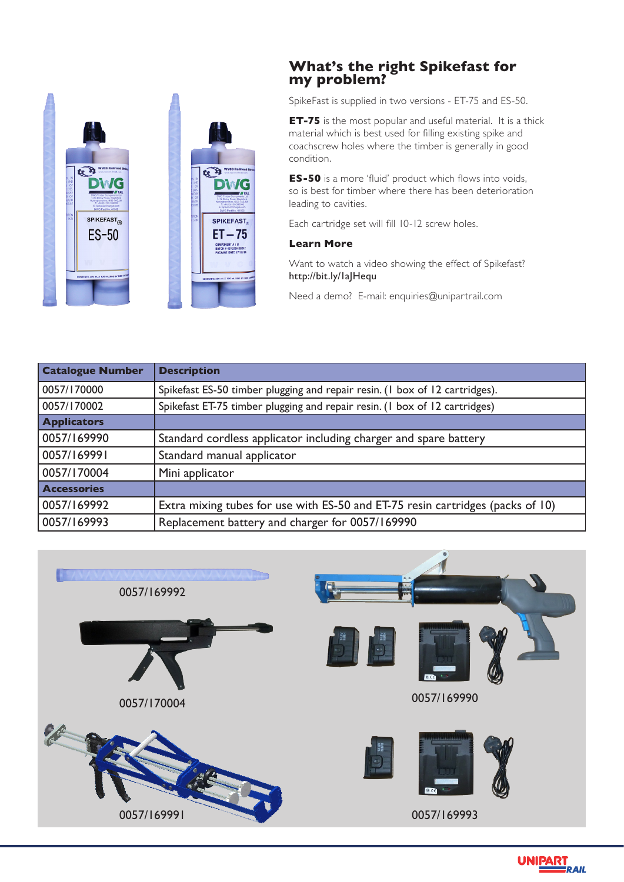## What's the right Spikefast for my problem?

SpikeFast is supplied in two versions - ET-75 and ES-50.

**ET-75** is the most popular and useful material. It is a thick material which is best used for filling existing spike and coachscrew holes where the timber is generally in good condition.

**ES-50** is a more 'fluid' product which flows into voids, so is best for timber where there has been deterioration leading to cavities.

Each cartridge set will fill 10-12 screw holes.

### Learn More

Want to watch a video showing the effect of Spikefast?
http://bit.ly/1aJHequ

Need a demo? E-mail: enquiries@unipartrail.com

| Catalogue Number | Description |
|---|---|
| 0057/170000 | Spikefast ES-50 timber plugging and repair resin. (1 box of 12 cartridges). |
| 0057/170002 | Spikefast ET-75 timber plugging and repair resin. (1 box of 12 cartridges) |
| **Applicators** | |
| 0057/169990 | Standard cordless applicator including charger and spare battery |
| 0057/169991 | Standard manual applicator |
| 0057/170004 | Mini applicator |
| **Accessories** | |
| 0057/169992 | Extra mixing tubes for use with ES-50 and ET-75 resin cartridges (packs of 10) |
| 0057/169993 | Replacement battery and charger for 0057/169990 |

0057/169992

0057/170004

0057/169991

0057/169990

0057/169993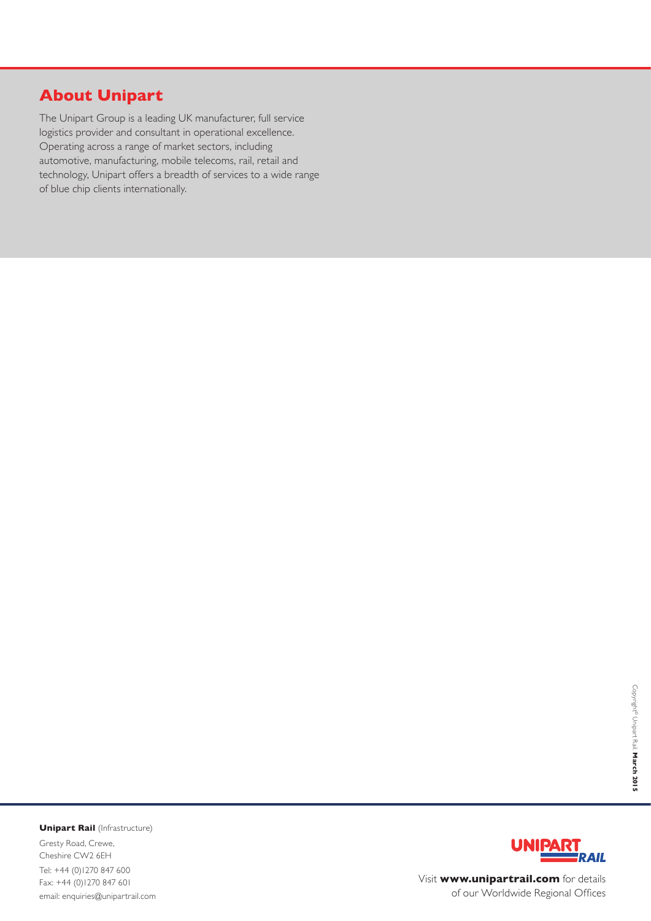## About Unipart

The Unipart Group is a leading UK manufacturer, full service logistics provider and consultant in operational excellence. Operating across a range of market sectors, including automotive, manufacturing, mobile telecoms, rail, retail and technology, Unipart offers a breadth of services to a wide range of blue chip clients internationally.

Copyright© Unipart Rail **March 2015**

**Unipart Rail** (Infrastructure)

Gresty Road, Crewe,
Cheshire CW2 6EH

Tel: +44 (0)1270 847 600
Fax: +44 (0)1270 847 601
email: enquiries@unipartrail.com

UNIPART RAIL

Visit **www.unipartrail.com** for details of our Worldwide Regional Offices